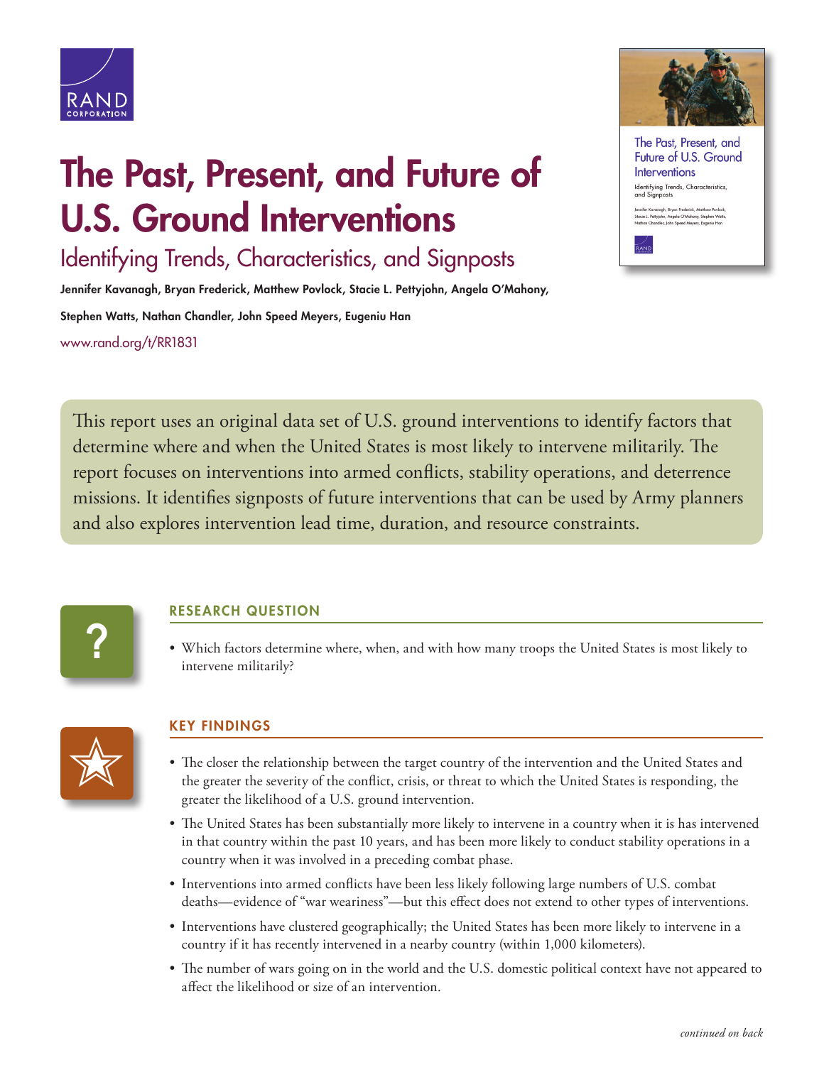# The Past, Present, and Future of U.S. Ground Interventions

## Identifying Trends, Characteristics, and Signposts

**Jennifer Kavanagh, Bryan Frederick, Matthew Povlock, Stacie L. Pettyjohn, Angela O'Mahony, Stephen Watts, Nathan Chandler, John Speed Meyers, Eugeniu Han**

www.rand.org/t/RR1831

This report uses an original data set of U.S. ground interventions to identify factors that determine where and when the United States is most likely to intervene militarily. The report focuses on interventions into armed conflicts, stability operations, and deterrence missions. It identifies signposts of future interventions that can be used by Army planners and also explores intervention lead time, duration, and resource constraints.

### RESEARCH QUESTION

- Which factors determine where, when, and with how many troops the United States is most likely to intervene militarily?

### KEY FINDINGS

- The closer the relationship between the target country of the intervention and the United States and the greater the severity of the conflict, crisis, or threat to which the United States is responding, the greater the likelihood of a U.S. ground intervention.
- The United States has been substantially more likely to intervene in a country when it is has intervened in that country within the past 10 years, and has been more likely to conduct stability operations in a country when it was involved in a preceding combat phase.
- Interventions into armed conflicts have been less likely following large numbers of U.S. combat deaths—evidence of "war weariness"—but this effect does not extend to other types of interventions.
- Interventions have clustered geographically; the United States has been more likely to intervene in a country if it has recently intervened in a nearby country (within 1,000 kilometers).
- The number of wars going on in the world and the U.S. domestic political context have not appeared to affect the likelihood or size of an intervention.

*continued on back*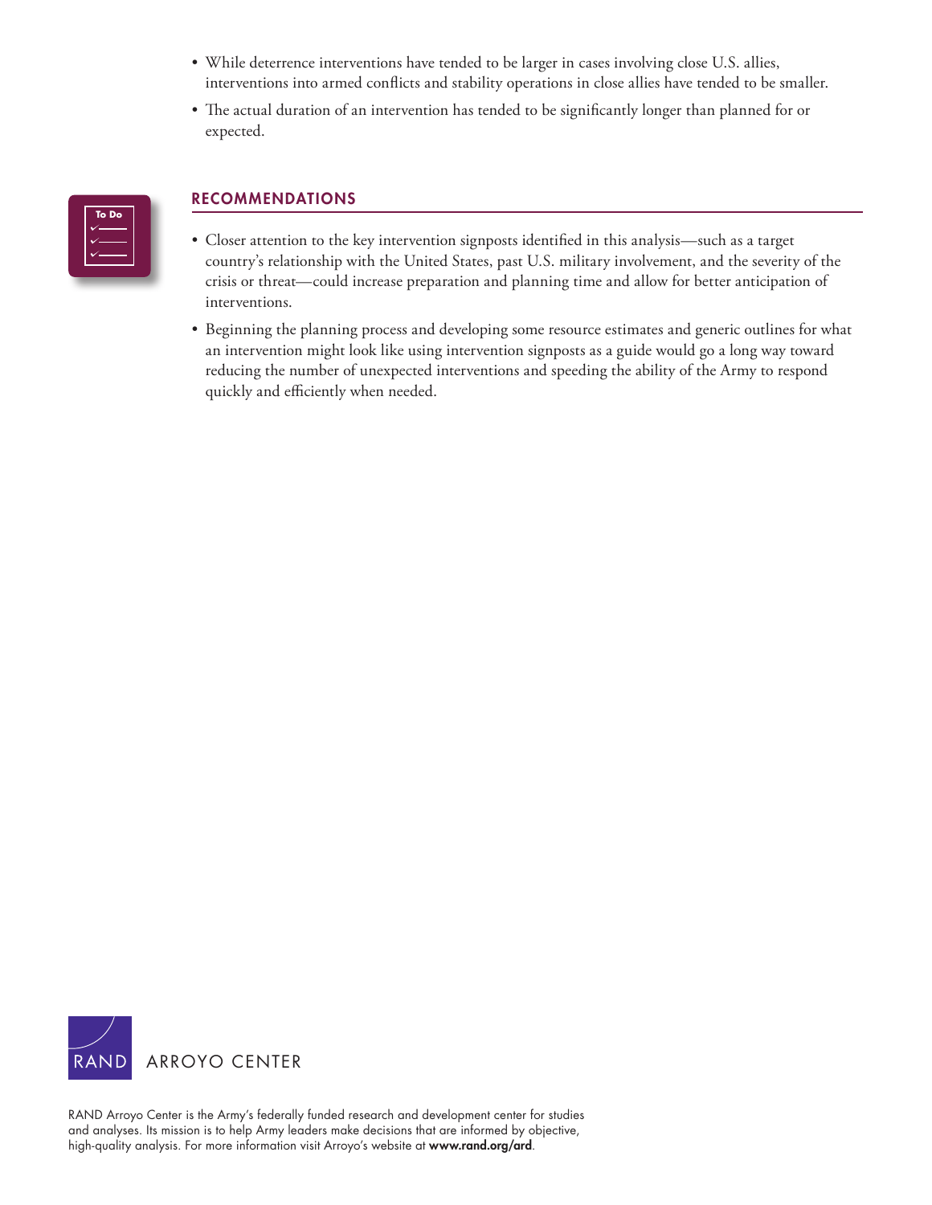- While deterrence interventions have tended to be larger in cases involving close U.S. allies, interventions into armed conflicts and stability operations in close allies have tended to be smaller.
- The actual duration of an intervention has tended to be significantly longer than planned for or expected.

## RECOMMENDATIONS

- Closer attention to the key intervention signposts identified in this analysis—such as a target country's relationship with the United States, past U.S. military involvement, and the severity of the crisis or threat—could increase preparation and planning time and allow for better anticipation of interventions.
- Beginning the planning process and developing some resource estimates and generic outlines for what an intervention might look like using intervention signposts as a guide would go a long way toward reducing the number of unexpected interventions and speeding the ability of the Army to respond quickly and efficiently when needed.

RAND ARROYO CENTER

RAND Arroyo Center is the Army's federally funded research and development center for studies and analyses. Its mission is to help Army leaders make decisions that are informed by objective, high-quality analysis. For more information visit Arroyo's website at **www.rand.org/ard**.